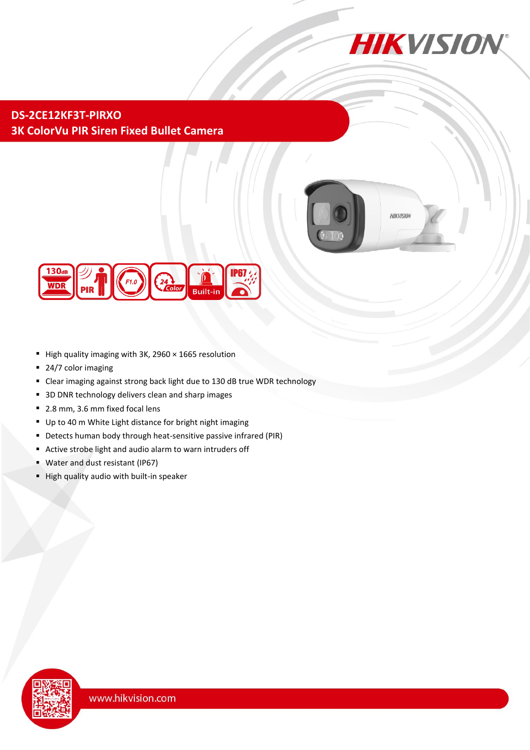# DS-2CE12KF3T-PIRXO

## 3K ColorVu PIR Siren Fixed Bullet Camera

- High quality imaging with 3K, 2960 × 1665 resolution
- 24/7 color imaging
- Clear imaging against strong back light due to 130 dB true WDR technology
- 3D DNR technology delivers clean and sharp images
- 2.8 mm, 3.6 mm fixed focal lens
- Up to 40 m White Light distance for bright night imaging
- Detects human body through heat-sensitive passive infrared (PIR)
- Active strobe light and audio alarm to warn intruders off
- Water and dust resistant (IP67)
- High quality audio with built-in speaker

www.hikvision.com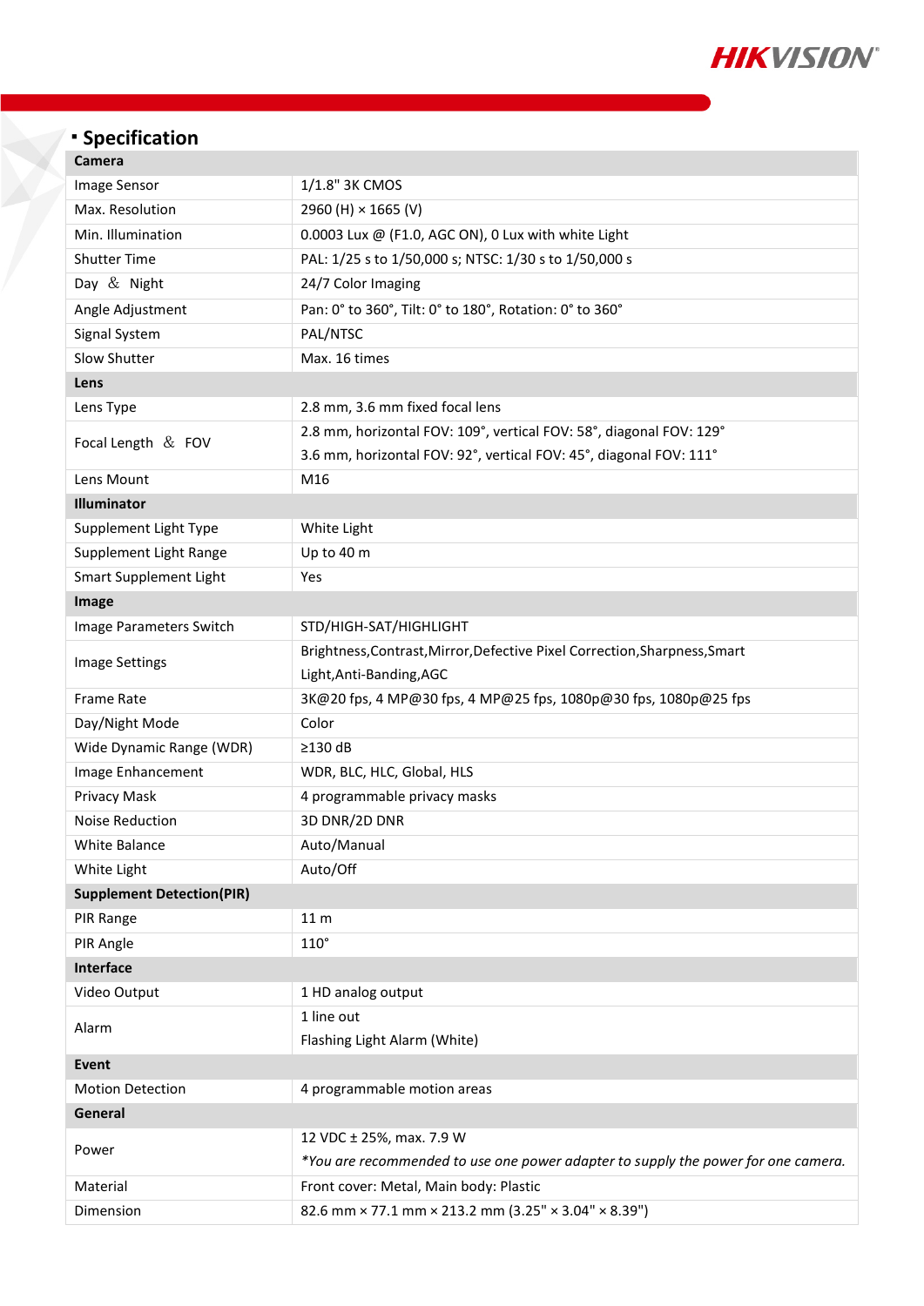## Specification

| Camera | |
|---|---|
| Image Sensor | 1/1.8" 3K CMOS |
| Max. Resolution | 2960 (H) × 1665 (V) |
| Min. Illumination | 0.0003 Lux @ (F1.0, AGC ON), 0 Lux with white Light |
| Shutter Time | PAL: 1/25 s to 1/50,000 s; NTSC: 1/30 s to 1/50,000 s |
| Day ＆ Night | 24/7 Color Imaging |
| Angle Adjustment | Pan: 0° to 360°, Tilt: 0° to 180°, Rotation: 0° to 360° |
| Signal System | PAL/NTSC |
| Slow Shutter | Max. 16 times |
| **Lens** | |
| Lens Type | 2.8 mm, 3.6 mm fixed focal lens |
| Focal Length ＆ FOV | 2.8 mm, horizontal FOV: 109°, vertical FOV: 58°, diagonal FOV: 129°<br>3.6 mm, horizontal FOV: 92°, vertical FOV: 45°, diagonal FOV: 111° |
| Lens Mount | M16 |
| **Illuminator** | |
| Supplement Light Type | White Light |
| Supplement Light Range | Up to 40 m |
| Smart Supplement Light | Yes |
| **Image** | |
| Image Parameters Switch | STD/HIGH-SAT/HIGHLIGHT |
| Image Settings | Brightness,Contrast,Mirror,Defective Pixel Correction,Sharpness,Smart Light,Anti-Banding,AGC |
| Frame Rate | 3K@20 fps, 4 MP@30 fps, 4 MP@25 fps, 1080p@30 fps, 1080p@25 fps |
| Day/Night Mode | Color |
| Wide Dynamic Range (WDR) | ≥130 dB |
| Image Enhancement | WDR, BLC, HLC, Global, HLS |
| Privacy Mask | 4 programmable privacy masks |
| Noise Reduction | 3D DNR/2D DNR |
| White Balance | Auto/Manual |
| White Light | Auto/Off |
| **Supplement Detection(PIR)** | |
| PIR Range | 11 m |
| PIR Angle | 110° |
| **Interface** | |
| Video Output | 1 HD analog output |
| Alarm | 1 line out<br>Flashing Light Alarm (White) |
| **Event** | |
| Motion Detection | 4 programmable motion areas |
| **General** | |
| Power | 12 VDC ± 25%, max. 7.9 W<br>*\*You are recommended to use one power adapter to supply the power for one camera.* |
| Material | Front cover: Metal, Main body: Plastic |
| Dimension | 82.6 mm × 77.1 mm × 213.2 mm (3.25" × 3.04" × 8.39") |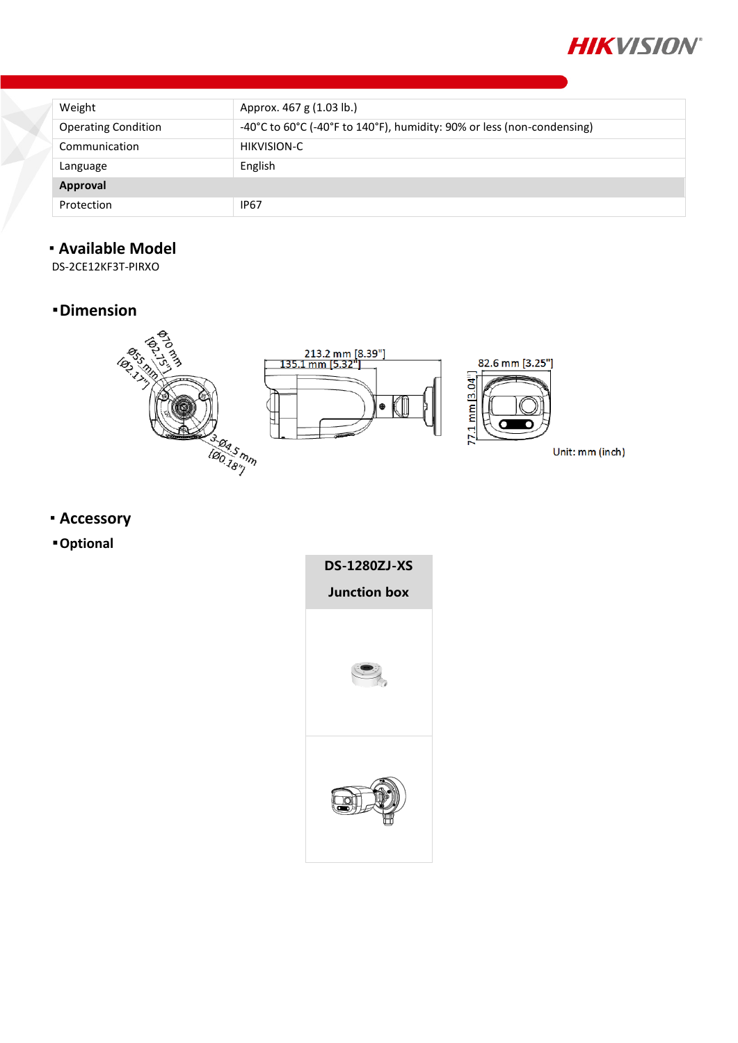| Weight | Approx. 467 g (1.03 lb.) |
|---|---|
| Operating Condition | -40°C to 60°C (-40°F to 140°F), humidity: 90% or less (non-condensing) |
| Communication | HIKVISION-C |
| Language | English |
| **Approval** | |
| Protection | IP67 |

## ▪ Available Model

DS-2CE12KF3T-PIRXO

## ▪ Dimension

Ø70 mm [Ø2.75"]
Ø55 mm [Ø2.17"]
3-Ø4.5 mm [Ø0.18"]
213.2 mm [8.39"]
135.1 mm [5.32"]
82.6 mm [3.25"]
77.1 mm [3.04"]

Unit: mm (inch)

## ▪ Accessory

### ▪ Optional

| DS-1280ZJ-XS Junction box |
|---|
| |
| |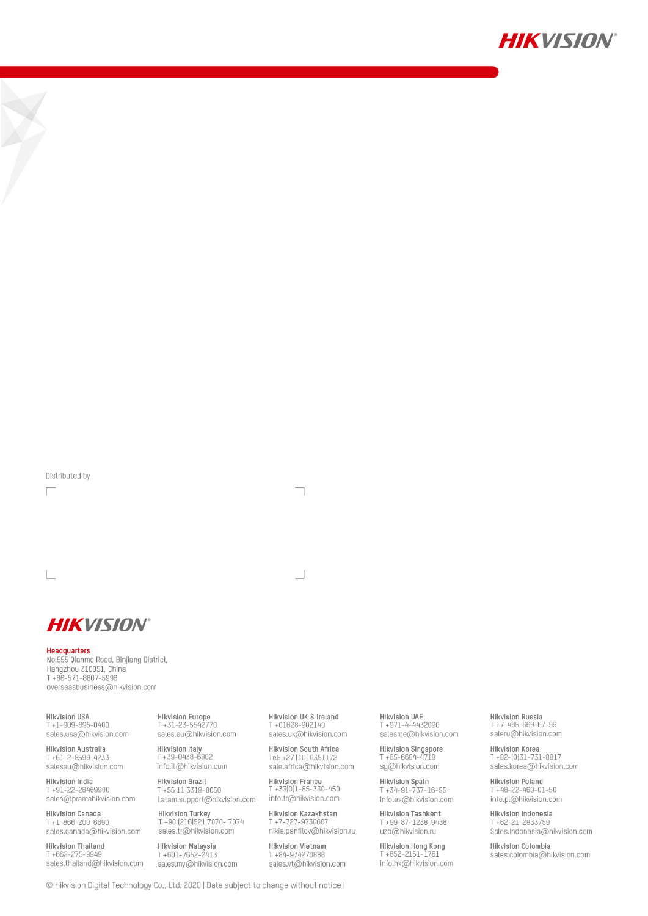Distributed by

HIKVISION

**Headquarters**
No.555 Qianmo Road, Binjiang District,
Hangzhou 310051, China
T +86-571-8807-5998
overseasbusiness@hikvision.com

**Hikvision USA**
T +1-909-895-0400
sales.usa@hikvision.com

**Hikvision Australia**
T +61-2-8599-4233
salesau@hikvision.com

**Hikvision India**
T +91-22-28469900
sales@pramahikvision.com

**Hikvision Canada**
T +1-866-200-6690
sales.canada@hikvision.com

**Hikvision Thailand**
T +662-275-9949
sales.thailand@hikvision.com

**Hikvision Europe**
T +31-23-5542770
sales.eu@hikvision.com

**Hikvision Italy**
T +39-0438-6902
info.it@hikvision.com

**Hikvision Brazil**
T +55 11 3318-0050
Latam.support@hikvision.com

**Hikvision Turkey**
T +90 (216)521 7070- 7074
sales.tr@hikvision.com

**Hikvision Malaysia**
T +601-7652-2413
sales.my@hikvision.com

**Hikvision UK & Ireland**
T +01628-902140
sales.uk@hikvision.com

**Hikvision South Africa**
Tel: +27 (10) 0351172
sale.africa@hikvision.com

**Hikvision France**
T +33(0)1-85-330-450
info.fr@hikvision.com

**Hikvision Kazakhstan**
T +7-727-9730667
nikia.panfilov@hikvision.ru

**Hikvision Vietnam**
T +84-974270888
sales.vt@hikvision.com

**Hikvision UAE**
T +971-4-4432090
salesme@hikvision.com

**Hikvision Singapore**
T +65-6684-4718
sg@hikvision.com

**Hikvision Spain**
T +34-91-737-16-55
info.es@hikvision.com

**Hikvision Tashkent**
T +99-87-1238-9438
uzb@hikvision.ru

**Hikvision Hong Kong**
T +852-2151-1761
info.hk@hikvision.com

**Hikvision Russia**
T +7-495-669-67-99
saleru@hikvision.com

**Hikvision Korea**
T +82-(0)31-731-8817
sales.korea@hikvision.com

**Hikvision Poland**
T +48-22-460-01-50
info.pl@hikvision.com

**Hikvision Indonesia**
T +62-21-2933759
Sales.indonesia@hikvision.com

**Hikvision Colombia**
sales.colombia@hikvision.com

© Hikvision Digital Technology Co., Ltd. 2020 | Data subject to change without notice |